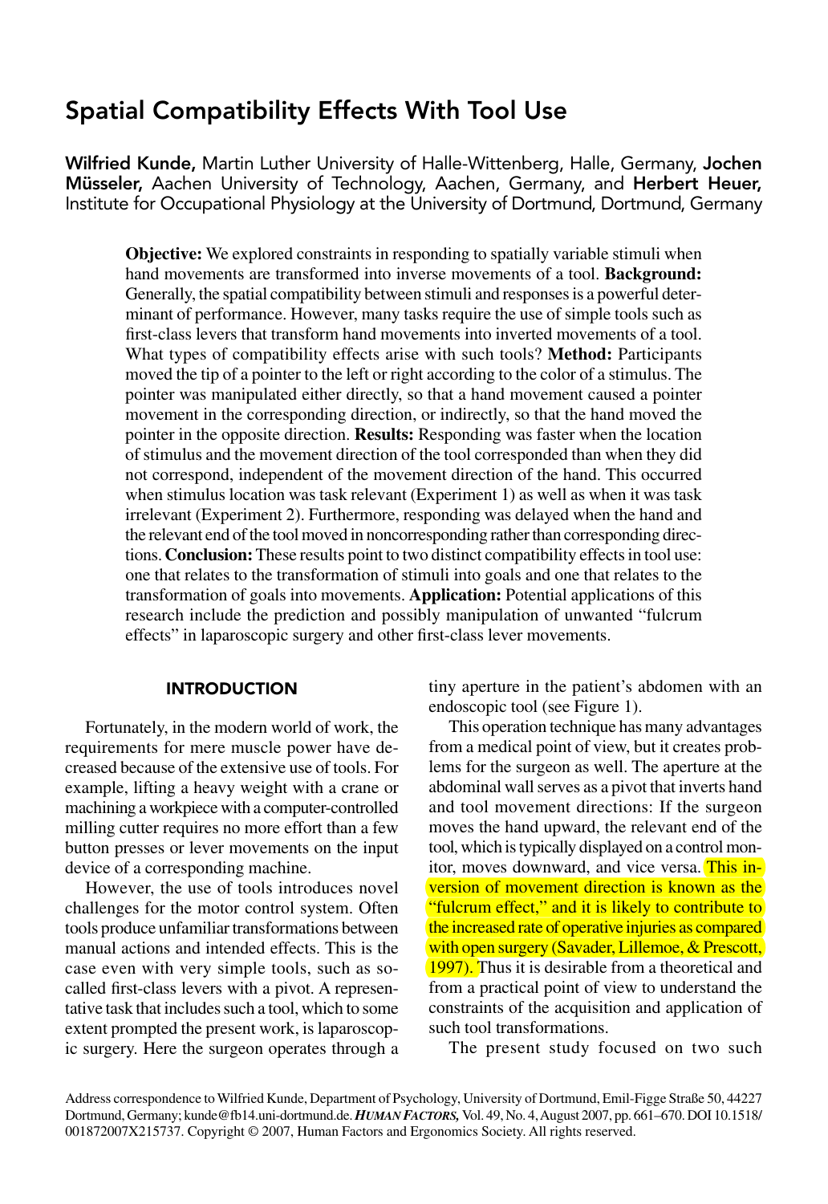# Spatial Compatibility Effects With Tool Use

**Wilfried Kunde,** Martin Luther University of Halle-Wittenberg, Halle, Germany, **Jochen Müsseler,** Aachen University of Technology, Aachen, Germany, and **Herbert Heuer,** Institute for Occupational Physiology at the University of Dortmund, Dortmund, Germany

**Objective:** We explored constraints in responding to spatially variable stimuli when hand movements are transformed into inverse movements of a tool. **Background:** Generally, the spatial compatibility between stimuli and responses is a powerful determinant of performance. However, many tasks require the use of simple tools such as first-class levers that transform hand movements into inverted movements of a tool. What types of compatibility effects arise with such tools? **Method:** Participants moved the tip of a pointer to the left or right according to the color of a stimulus. The pointer was manipulated either directly, so that a hand movement caused a pointer movement in the corresponding direction, or indirectly, so that the hand moved the pointer in the opposite direction. **Results:** Responding was faster when the location of stimulus and the movement direction of the tool corresponded than when they did not correspond, independent of the movement direction of the hand. This occurred when stimulus location was task relevant (Experiment 1) as well as when it was task irrelevant (Experiment 2). Furthermore, responding was delayed when the hand and the relevant end of the tool moved in noncorresponding rather than corresponding directions. **Conclusion:** These results point to two distinct compatibility effects in tool use: one that relates to the transformation of stimuli into goals and one that relates to the transformation of goals into movements. **Application:** Potential applications of this research include the prediction and possibly manipulation of unwanted "fulcrum effects" in laparoscopic surgery and other first-class lever movements.

## INTRODUCTION

Fortunately, in the modern world of work, the requirements for mere muscle power have decreased because of the extensive use of tools. For example, lifting a heavy weight with a crane or machining a workpiece with a computer-controlled milling cutter requires no more effort than a few button presses or lever movements on the input device of a corresponding machine.

However, the use of tools introduces novel challenges for the motor control system. Often tools produce unfamiliar transformations between manual actions and intended effects. This is the case even with very simple tools, such as so-called first-class levers with a pivot. A representative task that includes such a tool, which to some extent prompted the present work, is laparoscopic surgery. Here the surgeon operates through a tiny aperture in the patient's abdomen with an endoscopic tool (see Figure 1).

This operation technique has many advantages from a medical point of view, but it creates problems for the surgeon as well. The aperture at the abdominal wall serves as a pivot that inverts hand and tool movement directions: If the surgeon moves the hand upward, the relevant end of the tool, which is typically displayed on a control monitor, moves downward, and vice versa. This inversion of movement direction is known as the "fulcrum effect," and it is likely to contribute to the increased rate of operative injuries as compared with open surgery (Savader, Lillemoe, & Prescott, 1997). Thus it is desirable from a theoretical and from a practical point of view to understand the constraints of the acquisition and application of such tool transformations.

The present study focused on two such

Address correspondence to Wilfried Kunde, Department of Psychology, University of Dortmund, Emil-Figge Straße 50, 44227 Dortmund, Germany; kunde@fb14.uni-dortmund.de. *HUMAN FACTORS,* Vol. 49, No. 4, August 2007, pp. 661–670. DOI 10.1518/001872007X215737. Copyright © 2007, Human Factors and Ergonomics Society. All rights reserved.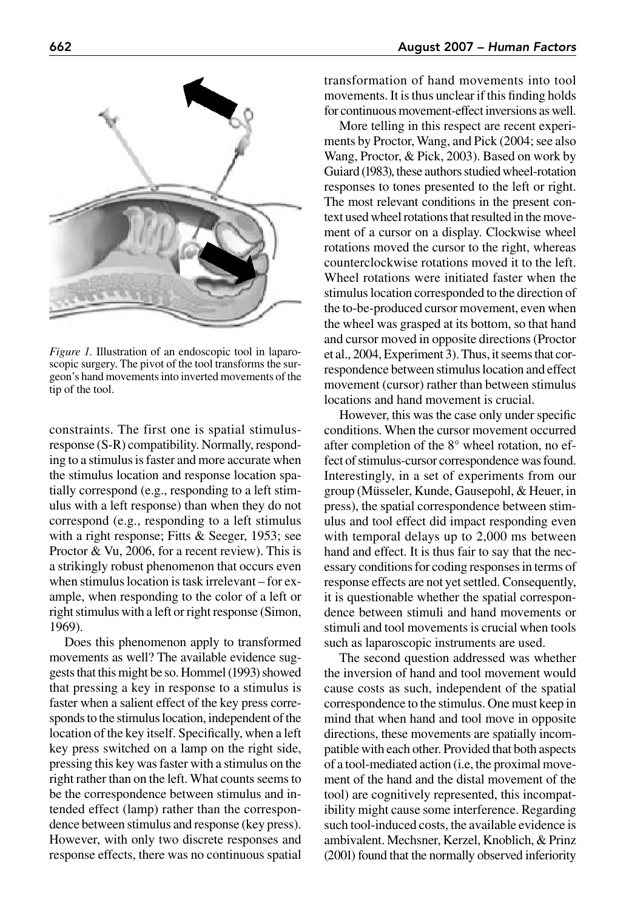*Figure 1.* Illustration of an endoscopic tool in laparoscopic surgery. The pivot of the tool transforms the surgeon's hand movements into inverted movements of the tip of the tool.

constraints. The first one is spatial stimulus-response (S-R) compatibility. Normally, responding to a stimulus is faster and more accurate when the stimulus location and response location spatially correspond (e.g., responding to a left stimulus with a left response) than when they do not correspond (e.g., responding to a left stimulus with a right response; Fitts & Seeger, 1953; see Proctor & Vu, 2006, for a recent review). This is a strikingly robust phenomenon that occurs even when stimulus location is task irrelevant – for example, when responding to the color of a left or right stimulus with a left or right response (Simon, 1969).

Does this phenomenon apply to transformed movements as well? The available evidence suggests that this might be so. Hommel (1993) showed that pressing a key in response to a stimulus is faster when a salient effect of the key press corresponds to the stimulus location, independent of the location of the key itself. Specifically, when a left key press switched on a lamp on the right side, pressing this key was faster with a stimulus on the right rather than on the left. What counts seems to be the correspondence between stimulus and intended effect (lamp) rather than the correspondence between stimulus and response (key press). However, with only two discrete responses and response effects, there was no continuous spatial transformation of hand movements into tool movements. It is thus unclear if this finding holds for continuous movement-effect inversions as well.

More telling in this respect are recent experiments by Proctor, Wang, and Pick (2004; see also Wang, Proctor, & Pick, 2003). Based on work by Guiard (1983), these authors studied wheel-rotation responses to tones presented to the left or right. The most relevant conditions in the present context used wheel rotations that resulted in the movement of a cursor on a display. Clockwise wheel rotations moved the cursor to the right, whereas counterclockwise rotations moved it to the left. Wheel rotations were initiated faster when the stimulus location corresponded to the direction of the to-be-produced cursor movement, even when the wheel was grasped at its bottom, so that hand and cursor moved in opposite directions (Proctor et al., 2004, Experiment 3). Thus, it seems that correspondence between stimulus location and effect movement (cursor) rather than between stimulus locations and hand movement is crucial.

However, this was the case only under specific conditions. When the cursor movement occurred after completion of the 8° wheel rotation, no effect of stimulus-cursor correspondence was found. Interestingly, in a set of experiments from our group (Müsseler, Kunde, Gausepohl, & Heuer, in press), the spatial correspondence between stimulus and tool effect did impact responding even with temporal delays up to 2,000 ms between hand and effect. It is thus fair to say that the necessary conditions for coding responses in terms of response effects are not yet settled. Consequently, it is questionable whether the spatial correspondence between stimuli and hand movements or stimuli and tool movements is crucial when tools such as laparoscopic instruments are used.

The second question addressed was whether the inversion of hand and tool movement would cause costs as such, independent of the spatial correspondence to the stimulus. One must keep in mind that when hand and tool move in opposite directions, these movements are spatially incompatible with each other. Provided that both aspects of a tool-mediated action (i.e, the proximal movement of the hand and the distal movement of the tool) are cognitively represented, this incompatibility might cause some interference. Regarding such tool-induced costs, the available evidence is ambivalent. Mechsner, Kerzel, Knoblich, & Prinz (2001) found that the normally observed inferiority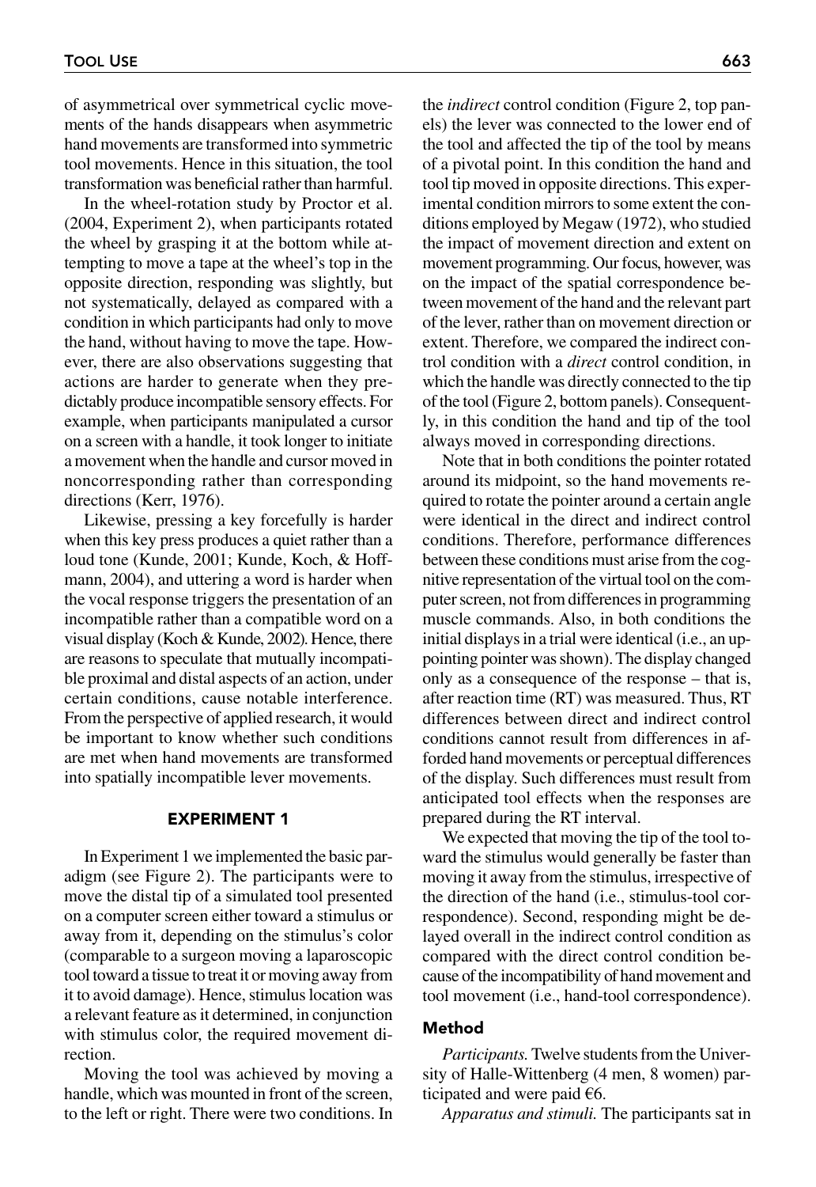of asymmetrical over symmetrical cyclic movements of the hands disappears when asymmetric hand movements are transformed into symmetric tool movements. Hence in this situation, the tool transformation was beneficial rather than harmful.

In the wheel-rotation study by Proctor et al. (2004, Experiment 2), when participants rotated the wheel by grasping it at the bottom while attempting to move a tape at the wheel's top in the opposite direction, responding was slightly, but not systematically, delayed as compared with a condition in which participants had only to move the hand, without having to move the tape. However, there are also observations suggesting that actions are harder to generate when they predictably produce incompatible sensory effects. For example, when participants manipulated a cursor on a screen with a handle, it took longer to initiate a movement when the handle and cursor moved in noncorresponding rather than corresponding directions (Kerr, 1976).

Likewise, pressing a key forcefully is harder when this key press produces a quiet rather than a loud tone (Kunde, 2001; Kunde, Koch, & Hoffmann, 2004), and uttering a word is harder when the vocal response triggers the presentation of an incompatible rather than a compatible word on a visual display (Koch & Kunde, 2002). Hence, there are reasons to speculate that mutually incompatible proximal and distal aspects of an action, under certain conditions, cause notable interference. From the perspective of applied research, it would be important to know whether such conditions are met when hand movements are transformed into spatially incompatible lever movements.

## EXPERIMENT 1

In Experiment 1 we implemented the basic paradigm (see Figure 2). The participants were to move the distal tip of a simulated tool presented on a computer screen either toward a stimulus or away from it, depending on the stimulus's color (comparable to a surgeon moving a laparoscopic tool toward a tissue to treat it or moving away from it to avoid damage). Hence, stimulus location was a relevant feature as it determined, in conjunction with stimulus color, the required movement direction.

Moving the tool was achieved by moving a handle, which was mounted in front of the screen, to the left or right. There were two conditions. In the *indirect* control condition (Figure 2, top panels) the lever was connected to the lower end of the tool and affected the tip of the tool by means of a pivotal point. In this condition the hand and tool tip moved in opposite directions. This experimental condition mirrors to some extent the conditions employed by Megaw (1972), who studied the impact of movement direction and extent on movement programming. Our focus, however, was on the impact of the spatial correspondence between movement of the hand and the relevant part of the lever, rather than on movement direction or extent. Therefore, we compared the indirect control condition with a *direct* control condition, in which the handle was directly connected to the tip of the tool (Figure 2, bottom panels). Consequently, in this condition the hand and tip of the tool always moved in corresponding directions.

Note that in both conditions the pointer rotated around its midpoint, so the hand movements required to rotate the pointer around a certain angle were identical in the direct and indirect control conditions. Therefore, performance differences between these conditions must arise from the cognitive representation of the virtual tool on the computer screen, not from differences in programming muscle commands. Also, in both conditions the initial displays in a trial were identical (i.e., an up-pointing pointer was shown). The display changed only as a consequence of the response – that is, after reaction time (RT) was measured. Thus, RT differences between direct and indirect control conditions cannot result from differences in afforded hand movements or perceptual differences of the display. Such differences must result from anticipated tool effects when the responses are prepared during the RT interval.

We expected that moving the tip of the tool toward the stimulus would generally be faster than moving it away from the stimulus, irrespective of the direction of the hand (i.e., stimulus-tool correspondence). Second, responding might be delayed overall in the indirect control condition as compared with the direct control condition because of the incompatibility of hand movement and tool movement (i.e., hand-tool correspondence).

### Method

*Participants.* Twelve students from the University of Halle-Wittenberg (4 men, 8 women) participated and were paid €6.

*Apparatus and stimuli.* The participants sat in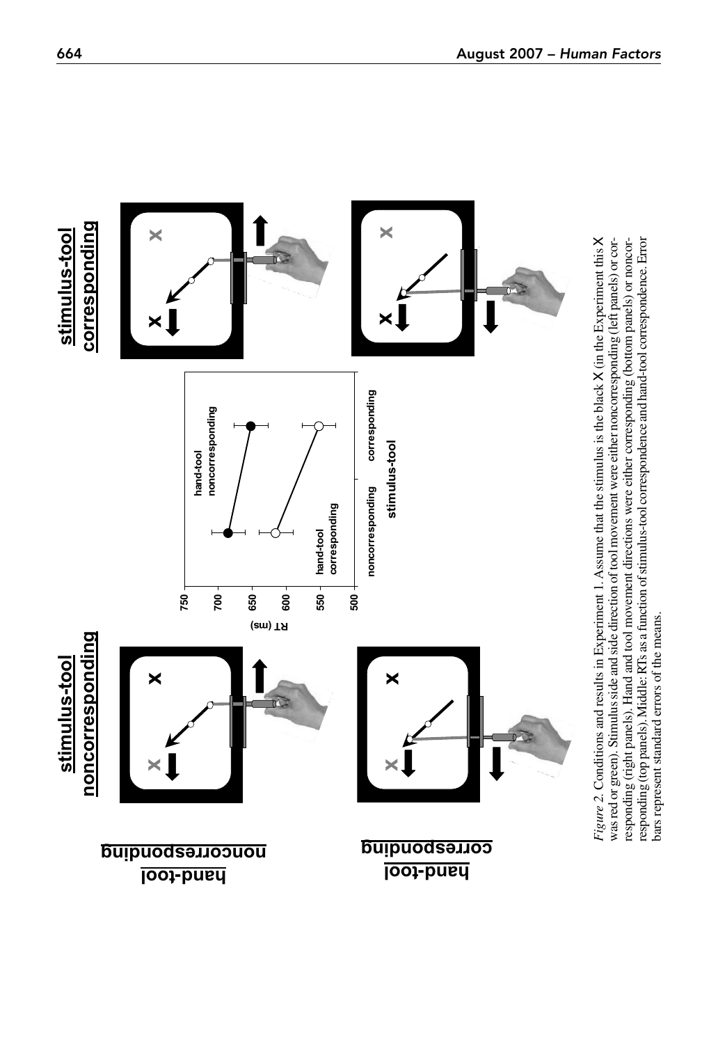*Figure 2.* Conditions and results in Experiment 1. Assume that the stimulus is the black X (in the Experiment this X was red or green). Stimulus side and side direction of tool movement were either noncorresponding (left panels) or corresponding (right panels). Hand and tool movement directions were either corresponding (bottom panels) or noncorresponding (top panels). Middle: RTs as a function of stimulus-tool correspondence and hand-tool correspondence. Error bars represent standard errors of the means.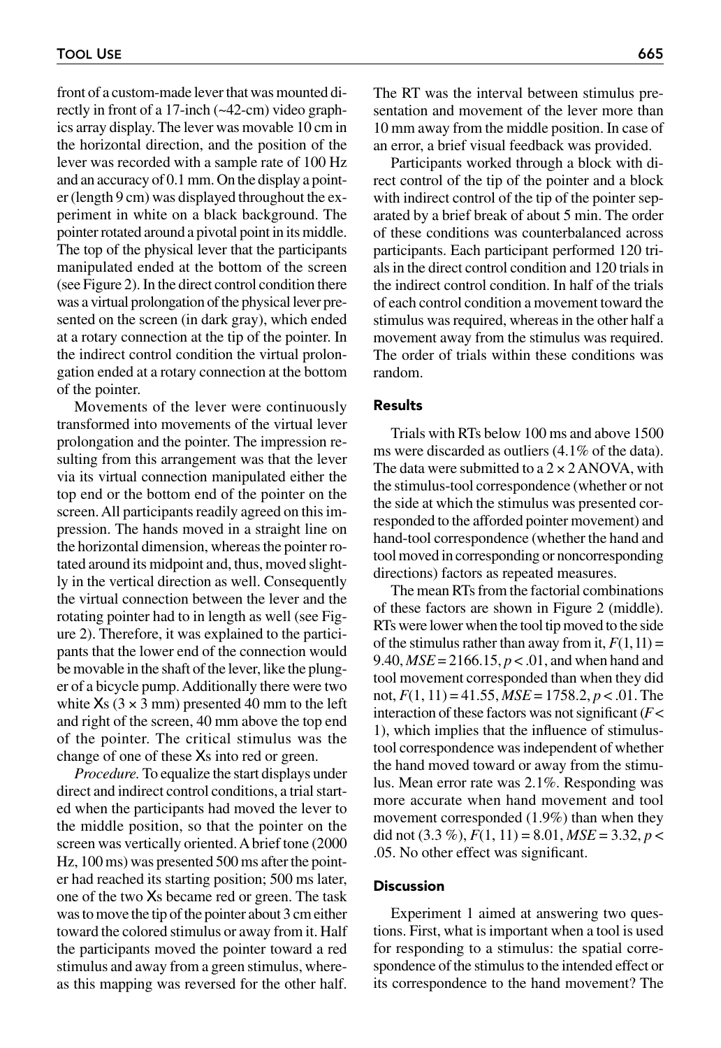front of a custom-made lever that was mounted directly in front of a 17-inch (~42-cm) video graphics array display. The lever was movable 10 cm in the horizontal direction, and the position of the lever was recorded with a sample rate of 100 Hz and an accuracy of 0.1 mm. On the display a pointer (length 9 cm) was displayed throughout the experiment in white on a black background. The pointer rotated around a pivotal point in its middle. The top of the physical lever that the participants manipulated ended at the bottom of the screen (see Figure 2). In the direct control condition there was a virtual prolongation of the physical lever presented on the screen (in dark gray), which ended at a rotary connection at the tip of the pointer. In the indirect control condition the virtual prolongation ended at a rotary connection at the bottom of the pointer.

Movements of the lever were continuously transformed into movements of the virtual lever prolongation and the pointer. The impression resulting from this arrangement was that the lever via its virtual connection manipulated either the top end or the bottom end of the pointer on the screen. All participants readily agreed on this impression. The hands moved in a straight line on the horizontal dimension, whereas the pointer rotated around its midpoint and, thus, moved slightly in the vertical direction as well. Consequently the virtual connection between the lever and the rotating pointer had to in length as well (see Figure 2). Therefore, it was explained to the participants that the lower end of the connection would be movable in the shaft of the lever, like the plunger of a bicycle pump. Additionally there were two white Xs (3 × 3 mm) presented 40 mm to the left and right of the screen, 40 mm above the top end of the pointer. The critical stimulus was the change of one of these Xs into red or green.

*Procedure.* To equalize the start displays under direct and indirect control conditions, a trial started when the participants had moved the lever to the middle position, so that the pointer on the screen was vertically oriented. A brief tone (2000 Hz, 100 ms) was presented 500 ms after the pointer had reached its starting position; 500 ms later, one of the two Xs became red or green. The task was to move the tip of the pointer about 3 cm either toward the colored stimulus or away from it. Half the participants moved the pointer toward a red stimulus and away from a green stimulus, whereas this mapping was reversed for the other half. The RT was the interval between stimulus presentation and movement of the lever more than 10 mm away from the middle position. In case of an error, a brief visual feedback was provided.

Participants worked through a block with direct control of the tip of the pointer and a block with indirect control of the tip of the pointer separated by a brief break of about 5 min. The order of these conditions was counterbalanced across participants. Each participant performed 120 trials in the direct control condition and 120 trials in the indirect control condition. In half of the trials of each control condition a movement toward the stimulus was required, whereas in the other half a movement away from the stimulus was required. The order of trials within these conditions was random.

### Results

Trials with RTs below 100 ms and above 1500 ms were discarded as outliers (4.1% of the data). The data were submitted to a 2 × 2 ANOVA, with the stimulus-tool correspondence (whether or not the side at which the stimulus was presented corresponded to the afforded pointer movement) and hand-tool correspondence (whether the hand and tool moved in corresponding or noncorresponding directions) factors as repeated measures.

The mean RTs from the factorial combinations of these factors are shown in Figure 2 (middle). RTs were lower when the tool tip moved to the side of the stimulus rather than away from it, $F(1, 11) = 9.40$, $MSE = 2166.15$, $p < .01$, and when hand and tool movement corresponded than when they did not, $F(1, 11) = 41.55$, $MSE = 1758.2$, $p < .01$. The interaction of these factors was not significant ($F < 1$), which implies that the influence of stimulus-tool correspondence was independent of whether the hand moved toward or away from the stimulus. Mean error rate was 2.1%. Responding was more accurate when hand movement and tool movement corresponded (1.9%) than when they did not (3.3 %), $F(1, 11) = 8.01$, $MSE = 3.32$, $p < .05$. No other effect was significant.

### Discussion

Experiment 1 aimed at answering two questions. First, what is important when a tool is used for responding to a stimulus: the spatial correspondence of the stimulus to the intended effect or its correspondence to the hand movement? The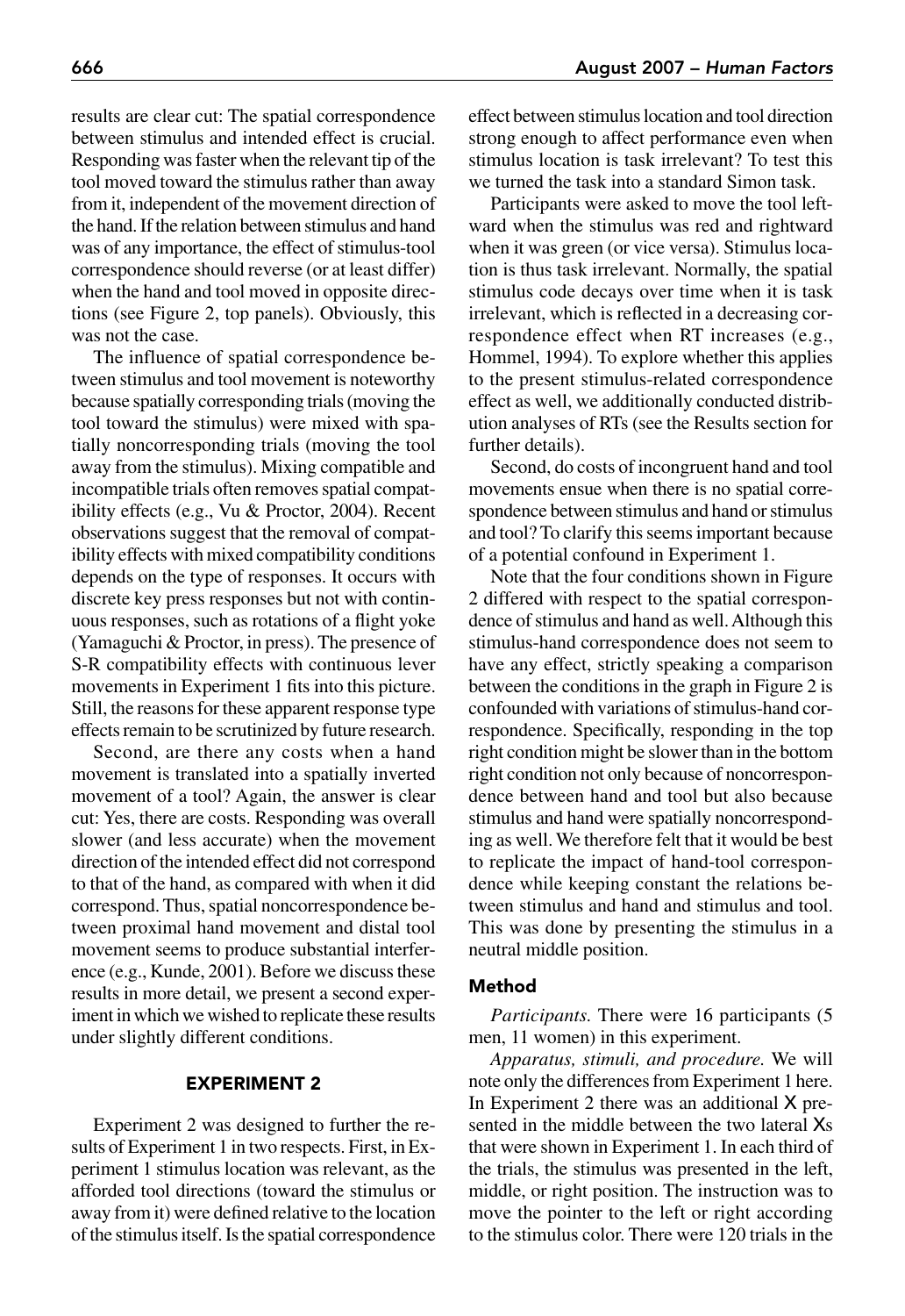results are clear cut: The spatial correspondence between stimulus and intended effect is crucial. Responding was faster when the relevant tip of the tool moved toward the stimulus rather than away from it, independent of the movement direction of the hand. If the relation between stimulus and hand was of any importance, the effect of stimulus-tool correspondence should reverse (or at least differ) when the hand and tool moved in opposite directions (see Figure 2, top panels). Obviously, this was not the case.

The influence of spatial correspondence between stimulus and tool movement is noteworthy because spatially corresponding trials (moving the tool toward the stimulus) were mixed with spatially noncorresponding trials (moving the tool away from the stimulus). Mixing compatible and incompatible trials often removes spatial compatibility effects (e.g., Vu & Proctor, 2004). Recent observations suggest that the removal of compatibility effects with mixed compatibility conditions depends on the type of responses. It occurs with discrete key press responses but not with continuous responses, such as rotations of a flight yoke (Yamaguchi & Proctor, in press). The presence of S-R compatibility effects with continuous lever movements in Experiment 1 fits into this picture. Still, the reasons for these apparent response type effects remain to be scrutinized by future research.

Second, are there any costs when a hand movement is translated into a spatially inverted movement of a tool? Again, the answer is clear cut: Yes, there are costs. Responding was overall slower (and less accurate) when the movement direction of the intended effect did not correspond to that of the hand, as compared with when it did correspond. Thus, spatial noncorrespondence between proximal hand movement and distal tool movement seems to produce substantial interference (e.g., Kunde, 2001). Before we discuss these results in more detail, we present a second experiment in which we wished to replicate these results under slightly different conditions.

## EXPERIMENT 2

Experiment 2 was designed to further the results of Experiment 1 in two respects. First, in Experiment 1 stimulus location was relevant, as the afforded tool directions (toward the stimulus or away from it) were defined relative to the location of the stimulus itself. Is the spatial correspondence effect between stimulus location and tool direction strong enough to affect performance even when stimulus location is task irrelevant? To test this we turned the task into a standard Simon task.

Participants were asked to move the tool leftward when the stimulus was red and rightward when it was green (or vice versa). Stimulus location is thus task irrelevant. Normally, the spatial stimulus code decays over time when it is task irrelevant, which is reflected in a decreasing correspondence effect when RT increases (e.g., Hommel, 1994). To explore whether this applies to the present stimulus-related correspondence effect as well, we additionally conducted distribution analyses of RTs (see the Results section for further details).

Second, do costs of incongruent hand and tool movements ensue when there is no spatial correspondence between stimulus and hand or stimulus and tool? To clarify this seems important because of a potential confound in Experiment 1.

Note that the four conditions shown in Figure 2 differed with respect to the spatial correspondence of stimulus and hand as well. Although this stimulus-hand correspondence does not seem to have any effect, strictly speaking a comparison between the conditions in the graph in Figure 2 is confounded with variations of stimulus-hand correspondence. Specifically, responding in the top right condition might be slower than in the bottom right condition not only because of noncorrespondence between hand and tool but also because stimulus and hand were spatially noncorresponding as well. We therefore felt that it would be best to replicate the impact of hand-tool correspondence while keeping constant the relations between stimulus and hand and stimulus and tool. This was done by presenting the stimulus in a neutral middle position.

### Method

*Participants.* There were 16 participants (5 men, 11 women) in this experiment.

*Apparatus, stimuli, and procedure.* We will note only the differences from Experiment 1 here. In Experiment 2 there was an additional X presented in the middle between the two lateral Xs that were shown in Experiment 1. In each third of the trials, the stimulus was presented in the left, middle, or right position. The instruction was to move the pointer to the left or right according to the stimulus color. There were 120 trials in the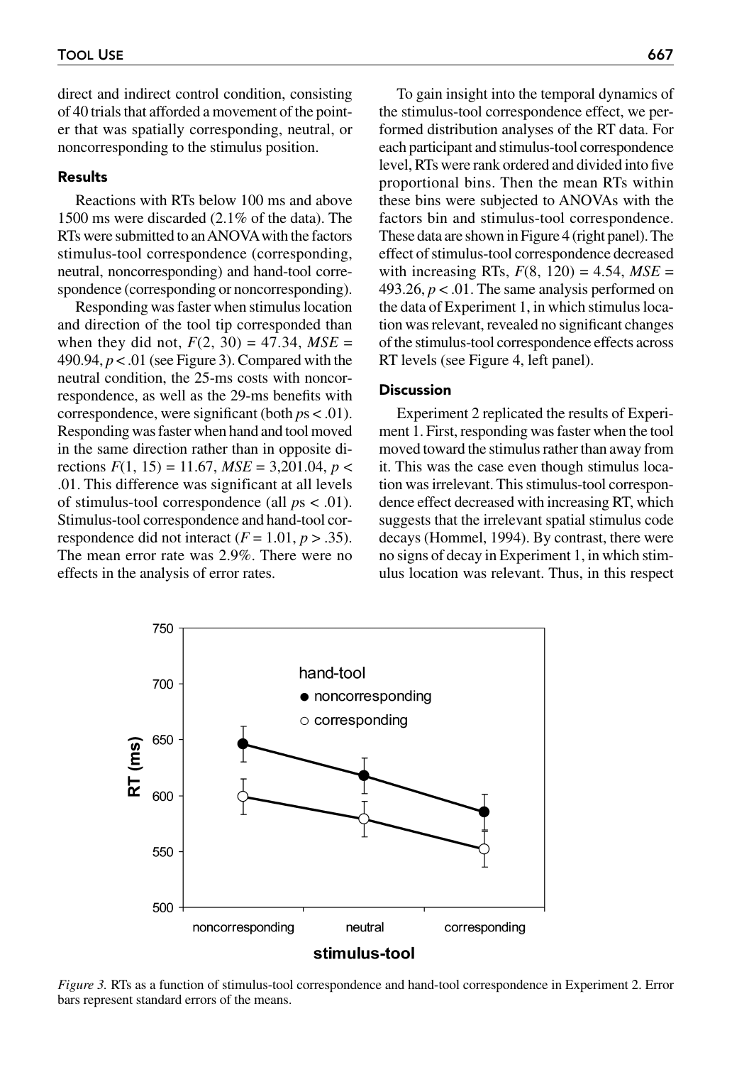direct and indirect control condition, consisting of 40 trials that afforded a movement of the pointer that was spatially corresponding, neutral, or noncorresponding to the stimulus position.

### Results

Reactions with RTs below 100 ms and above 1500 ms were discarded (2.1% of the data). The RTs were submitted to an ANOVA with the factors stimulus-tool correspondence (corresponding, neutral, noncorresponding) and hand-tool correspondence (corresponding or noncorresponding).

Responding was faster when stimulus location and direction of the tool tip corresponded than when they did not, $F(2, 30) = 47.34$, $MSE = 490.94$, $p < .01$ (see Figure 3). Compared with the neutral condition, the 25-ms costs with noncorrespondence, as well as the 29-ms benefits with correspondence, were significant (both $p$s $< .01$). Responding was faster when hand and tool moved in the same direction rather than in opposite directions $F(1, 15) = 11.67$, $MSE = 3{,}201.04$, $p < .01$. This difference was significant at all levels of stimulus-tool correspondence (all $p$s $< .01$). Stimulus-tool correspondence and hand-tool correspondence did not interact ($F = 1.01$, $p > .35$). The mean error rate was 2.9%. There were no effects in the analysis of error rates.

To gain insight into the temporal dynamics of the stimulus-tool correspondence effect, we performed distribution analyses of the RT data. For each participant and stimulus-tool correspondence level, RTs were rank ordered and divided into five proportional bins. Then the mean RTs within these bins were subjected to ANOVAs with the factors bin and stimulus-tool correspondence. These data are shown in Figure 4 (right panel). The effect of stimulus-tool correspondence decreased with increasing RTs, $F(8, 120) = 4.54$, $MSE = 493.26$, $p < .01$. The same analysis performed on the data of Experiment 1, in which stimulus location was relevant, revealed no significant changes of the stimulus-tool correspondence effects across RT levels (see Figure 4, left panel).

### Discussion

Experiment 2 replicated the results of Experiment 1. First, responding was faster when the tool moved toward the stimulus rather than away from it. This was the case even though stimulus location was irrelevant. This stimulus-tool correspondence effect decreased with increasing RT, which suggests that the irrelevant spatial stimulus code decays (Hommel, 1994). By contrast, there were no signs of decay in Experiment 1, in which stimulus location was relevant. Thus, in this respect

*Figure 3.* RTs as a function of stimulus-tool correspondence and hand-tool correspondence in Experiment 2. Error bars represent standard errors of the means.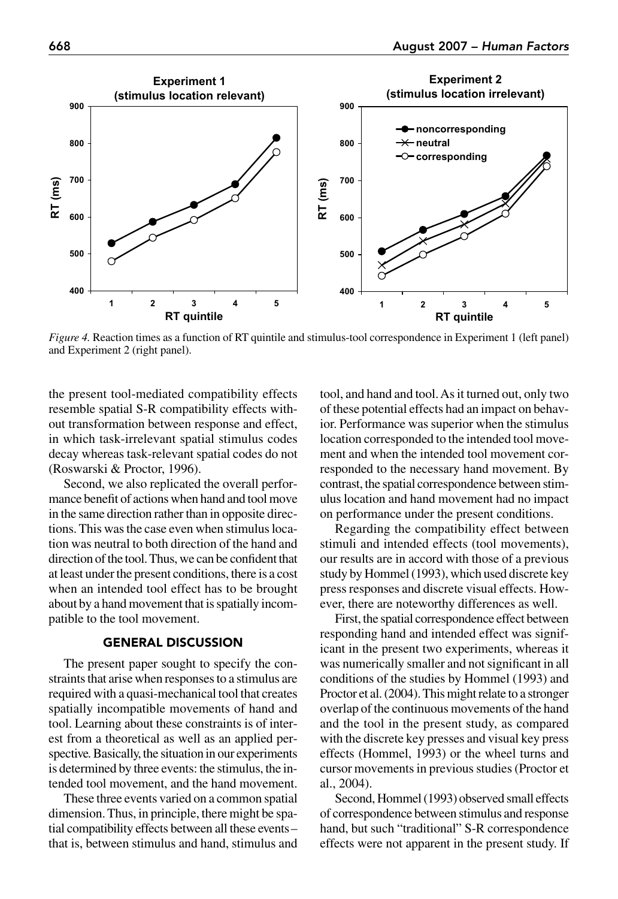*Figure 4.* Reaction times as a function of RT quintile and stimulus-tool correspondence in Experiment 1 (left panel) and Experiment 2 (right panel).

the present tool-mediated compatibility effects resemble spatial S-R compatibility effects without transformation between response and effect, in which task-irrelevant spatial stimulus codes decay whereas task-relevant spatial codes do not (Roswarski & Proctor, 1996).

Second, we also replicated the overall performance benefit of actions when hand and tool move in the same direction rather than in opposite directions. This was the case even when stimulus location was neutral to both direction of the hand and direction of the tool. Thus, we can be confident that at least under the present conditions, there is a cost when an intended tool effect has to be brought about by a hand movement that is spatially incompatible to the tool movement.

## GENERAL DISCUSSION

The present paper sought to specify the constraints that arise when responses to a stimulus are required with a quasi-mechanical tool that creates spatially incompatible movements of hand and tool. Learning about these constraints is of interest from a theoretical as well as an applied perspective. Basically, the situation in our experiments is determined by three events: the stimulus, the intended tool movement, and the hand movement.

These three events varied on a common spatial dimension. Thus, in principle, there might be spatial compatibility effects between all these events – that is, between stimulus and hand, stimulus and tool, and hand and tool. As it turned out, only two of these potential effects had an impact on behavior. Performance was superior when the stimulus location corresponded to the intended tool movement and when the intended tool movement corresponded to the necessary hand movement. By contrast, the spatial correspondence between stimulus location and hand movement had no impact on performance under the present conditions.

Regarding the compatibility effect between stimuli and intended effects (tool movements), our results are in accord with those of a previous study by Hommel (1993), which used discrete key press responses and discrete visual effects. However, there are noteworthy differences as well.

First, the spatial correspondence effect between responding hand and intended effect was significant in the present two experiments, whereas it was numerically smaller and not significant in all conditions of the studies by Hommel (1993) and Proctor et al. (2004). This might relate to a stronger overlap of the continuous movements of the hand and the tool in the present study, as compared with the discrete key presses and visual key press effects (Hommel, 1993) or the wheel turns and cursor movements in previous studies (Proctor et al., 2004).

Second, Hommel (1993) observed small effects of correspondence between stimulus and response hand, but such "traditional" S-R correspondence effects were not apparent in the present study. If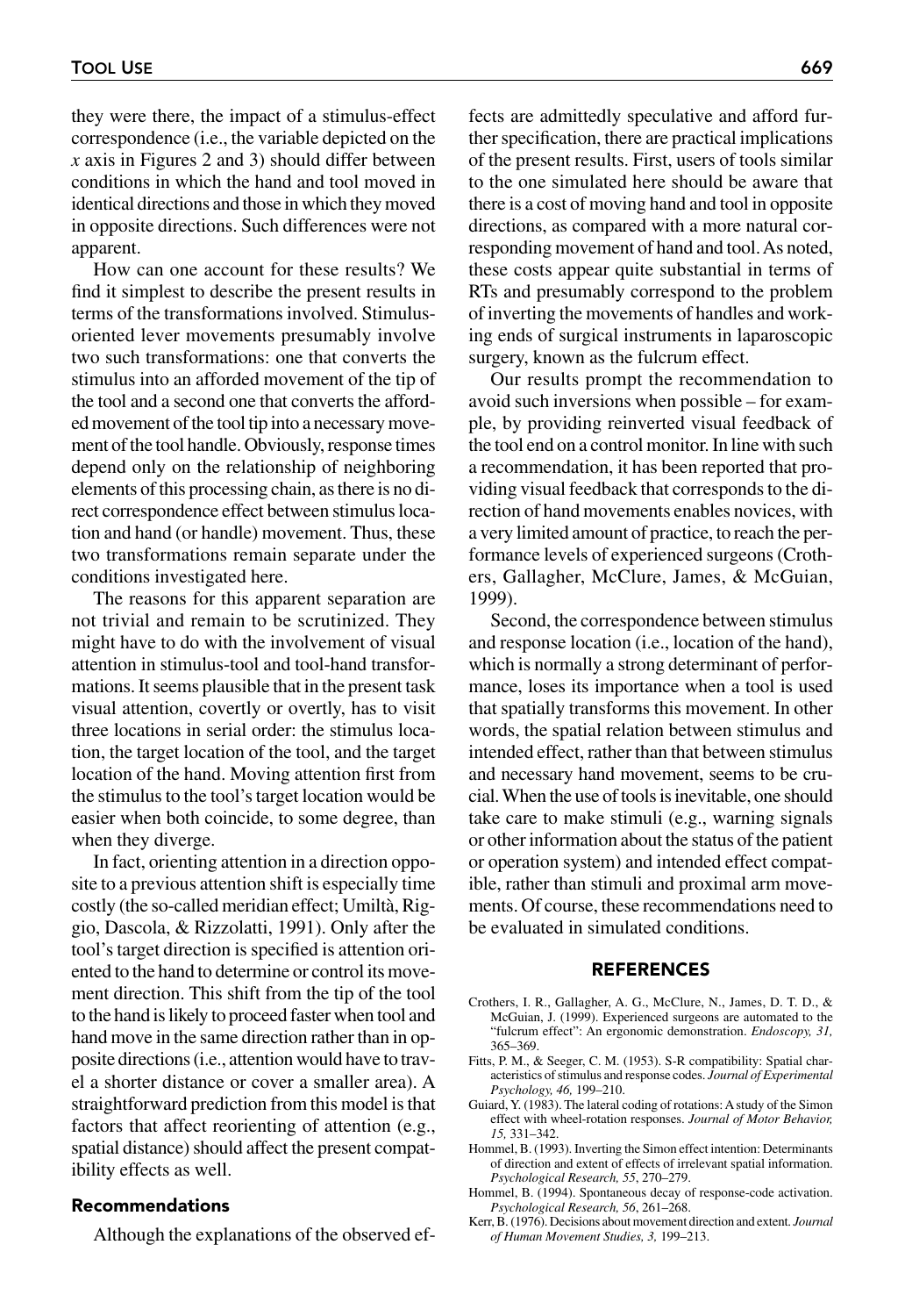they were there, the impact of a stimulus-effect correspondence (i.e., the variable depicted on the *x* axis in Figures 2 and 3) should differ between conditions in which the hand and tool moved in identical directions and those in which they moved in opposite directions. Such differences were not apparent.

How can one account for these results? We find it simplest to describe the present results in terms of the transformations involved. Stimulus-oriented lever movements presumably involve two such transformations: one that converts the stimulus into an afforded movement of the tip of the tool and a second one that converts the afforded movement of the tool tip into a necessary movement of the tool handle. Obviously, response times depend only on the relationship of neighboring elements of this processing chain, as there is no direct correspondence effect between stimulus location and hand (or handle) movement. Thus, these two transformations remain separate under the conditions investigated here.

The reasons for this apparent separation are not trivial and remain to be scrutinized. They might have to do with the involvement of visual attention in stimulus-tool and tool-hand transformations. It seems plausible that in the present task visual attention, covertly or overtly, has to visit three locations in serial order: the stimulus location, the target location of the tool, and the target location of the hand. Moving attention first from the stimulus to the tool's target location would be easier when both coincide, to some degree, than when they diverge.

In fact, orienting attention in a direction opposite to a previous attention shift is especially time costly (the so-called meridian effect; Umiltà, Riggio, Dascola, & Rizzolatti, 1991). Only after the tool's target direction is specified is attention oriented to the hand to determine or control its movement direction. This shift from the tip of the tool to the hand is likely to proceed faster when tool and hand move in the same direction rather than in opposite directions (i.e., attention would have to travel a shorter distance or cover a smaller area). A straightforward prediction from this model is that factors that affect reorienting of attention (e.g., spatial distance) should affect the present compatibility effects as well.

## Recommendations

Although the explanations of the observed effects are admittedly speculative and afford further specification, there are practical implications of the present results. First, users of tools similar to the one simulated here should be aware that there is a cost of moving hand and tool in opposite directions, as compared with a more natural corresponding movement of hand and tool. As noted, these costs appear quite substantial in terms of RTs and presumably correspond to the problem of inverting the movements of handles and working ends of surgical instruments in laparoscopic surgery, known as the fulcrum effect.

Our results prompt the recommendation to avoid such inversions when possible – for example, by providing reinverted visual feedback of the tool end on a control monitor. In line with such a recommendation, it has been reported that providing visual feedback that corresponds to the direction of hand movements enables novices, with a very limited amount of practice, to reach the performance levels of experienced surgeons (Crothers, Gallagher, McClure, James, & McGuian, 1999).

Second, the correspondence between stimulus and response location (i.e., location of the hand), which is normally a strong determinant of performance, loses its importance when a tool is used that spatially transforms this movement. In other words, the spatial relation between stimulus and intended effect, rather than that between stimulus and necessary hand movement, seems to be crucial. When the use of tools is inevitable, one should take care to make stimuli (e.g., warning signals or other information about the status of the patient or operation system) and intended effect compatible, rather than stimuli and proximal arm movements. Of course, these recommendations need to be evaluated in simulated conditions.

## REFERENCES

Crothers, I. R., Gallagher, A. G., McClure, N., James, D. T. D., & McGuian, J. (1999). Experienced surgeons are automated to the "fulcrum effect": An ergonomic demonstration. *Endoscopy, 31,* 365–369.

Fitts, P. M., & Seeger, C. M. (1953). S-R compatibility: Spatial characteristics of stimulus and response codes. *Journal of Experimental Psychology, 46,* 199–210.

Guiard, Y. (1983). The lateral coding of rotations: A study of the Simon effect with wheel-rotation responses. *Journal of Motor Behavior, 15,* 331–342.

Hommel, B. (1993). Inverting the Simon effect intention: Determinants of direction and extent of effects of irrelevant spatial information. *Psychological Research, 55*, 270–279.

Hommel, B. (1994). Spontaneous decay of response-code activation. *Psychological Research, 56*, 261–268.

Kerr, B. (1976). Decisions about movement direction and extent. *Journal of Human Movement Studies, 3,* 199–213.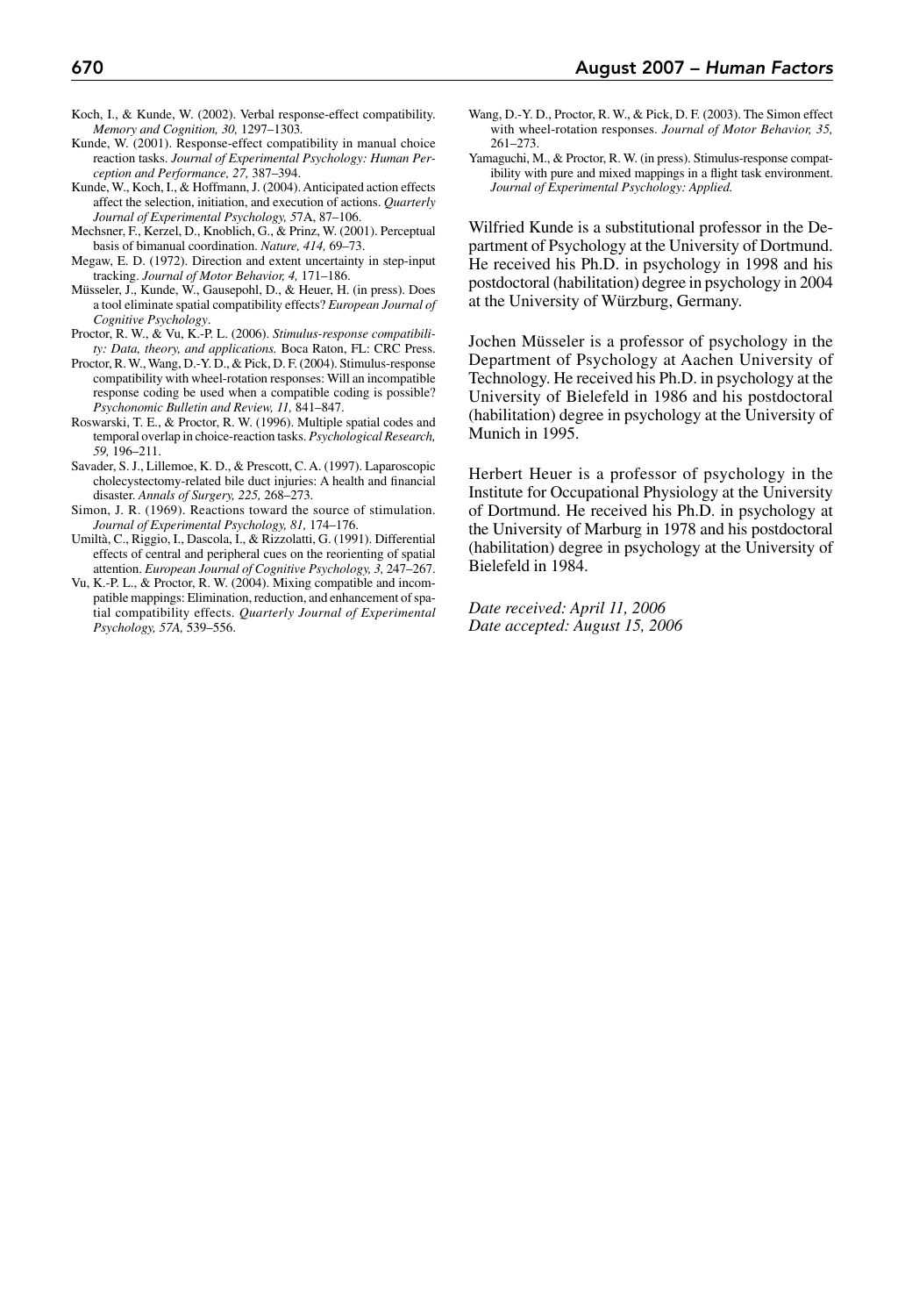Koch, I., & Kunde, W. (2002). Verbal response-effect compatibility. *Memory and Cognition, 30,* 1297–1303.

Kunde, W. (2001). Response-effect compatibility in manual choice reaction tasks. *Journal of Experimental Psychology: Human Perception and Performance, 27,* 387–394.

Kunde, W., Koch, I., & Hoffmann, J. (2004). Anticipated action effects affect the selection, initiation, and execution of actions. *Quarterly Journal of Experimental Psychology,* 57A, 87–106.

Mechsner, F., Kerzel, D., Knoblich, G., & Prinz, W. (2001). Perceptual basis of bimanual coordination. *Nature, 414,* 69–73.

Megaw, E. D. (1972). Direction and extent uncertainty in step-input tracking. *Journal of Motor Behavior, 4,* 171–186.

Müsseler, J., Kunde, W., Gausepohl, D., & Heuer, H. (in press). Does a tool eliminate spatial compatibility effects? *European Journal of Cognitive Psychology*.

Proctor, R. W., & Vu, K.-P. L. (2006). *Stimulus-response compatibility: Data, theory, and applications.* Boca Raton, FL: CRC Press.

Proctor, R. W., Wang, D.-Y. D., & Pick, D. F. (2004). Stimulus-response compatibility with wheel-rotation responses: Will an incompatible response coding be used when a compatible coding is possible? *Psychonomic Bulletin and Review, 11,* 841–847.

Roswarski, T. E., & Proctor, R. W. (1996). Multiple spatial codes and temporal overlap in choice-reaction tasks. *Psychological Research, 59,* 196–211.

Savader, S. J., Lillemoe, K. D., & Prescott, C. A. (1997). Laparoscopic cholecystectomy-related bile duct injuries: A health and financial disaster. *Annals of Surgery, 225,* 268–273.

Simon, J. R. (1969). Reactions toward the source of stimulation. *Journal of Experimental Psychology, 81,* 174–176.

Umiltà, C., Riggio, I., Dascola, I., & Rizzolatti, G. (1991). Differential effects of central and peripheral cues on the reorienting of spatial attention. *European Journal of Cognitive Psychology, 3,* 247–267.

Vu, K.-P. L., & Proctor, R. W. (2004). Mixing compatible and incompatible mappings: Elimination, reduction, and enhancement of spatial compatibility effects. *Quarterly Journal of Experimental Psychology, 57A,* 539–556.

Wang, D.-Y. D., Proctor, R. W., & Pick, D. F. (2003). The Simon effect with wheel-rotation responses. *Journal of Motor Behavior, 35,* 261–273.

Yamaguchi, M., & Proctor, R. W. (in press). Stimulus-response compatibility with pure and mixed mappings in a flight task environment. *Journal of Experimental Psychology: Applied.*

Wilfried Kunde is a substitutional professor in the Department of Psychology at the University of Dortmund. He received his Ph.D. in psychology in 1998 and his postdoctoral (habilitation) degree in psychology in 2004 at the University of Würzburg, Germany.

Jochen Müsseler is a professor of psychology in the Department of Psychology at Aachen University of Technology. He received his Ph.D. in psychology at the University of Bielefeld in 1986 and his postdoctoral (habilitation) degree in psychology at the University of Munich in 1995.

Herbert Heuer is a professor of psychology in the Institute for Occupational Physiology at the University of Dortmund. He received his Ph.D. in psychology at the University of Marburg in 1978 and his postdoctoral (habilitation) degree in psychology at the University of Bielefeld in 1984.

*Date received: April 11, 2006*
*Date accepted: August 15, 2006*